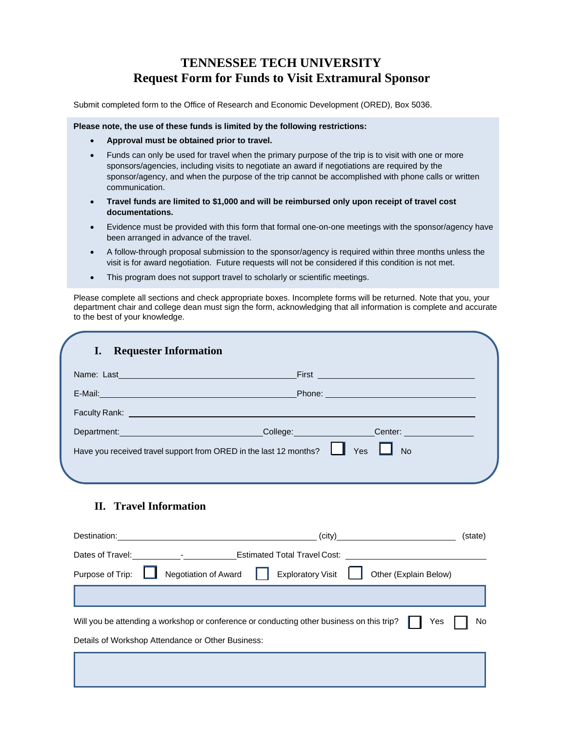# TENNESSEE TECH UNIVERSITY
# Request Form for Funds to Visit Extramural Sponsor

Submit completed form to the Office of Research and Economic Development (ORED), Box 5036.

**Please note, the use of these funds is limited by the following restrictions:**

- **Approval must be obtained prior to travel.**
- Funds can only be used for travel when the primary purpose of the trip is to visit with one or more sponsors/agencies, including visits to negotiate an award if negotiations are required by the sponsor/agency, and when the purpose of the trip cannot be accomplished with phone calls or written communication.
- **Travel funds are limited to $1,000 and will be reimbursed only upon receipt of travel cost documentations.**
- Evidence must be provided with this form that formal one-on-one meetings with the sponsor/agency have been arranged in advance of the travel.
- A follow-through proposal submission to the sponsor/agency is required within three months unless the visit is for award negotiation. Future requests will not be considered if this condition is not met.
- This program does not support travel to scholarly or scientific meetings.

Please complete all sections and check appropriate boxes. Incomplete forms will be returned. Note that you, your department chair and college dean must sign the form, acknowledging that all information is complete and accurate to the best of your knowledge.

## I. Requester Information

Name: Last ______________________ First ______________________

E-Mail: ______________________ Phone: ______________________

Faculty Rank: ______________________

Department: ______________ College: ______________ Center: ______________

Have you received travel support from ORED in the last 12 months? ☐ Yes ☐ No

## II. Travel Information

Destination: ______________________ (city) ______________________ (state)

Dates of Travel: __________ - __________ Estimated Total Travel Cost: ______________________

Purpose of Trip: ☐ Negotiation of Award ☐ Exploratory Visit ☐ Other (Explain Below)

Will you be attending a workshop or conference or conducting other business on this trip? ☐ Yes ☐ No

Details of Workshop Attendance or Other Business: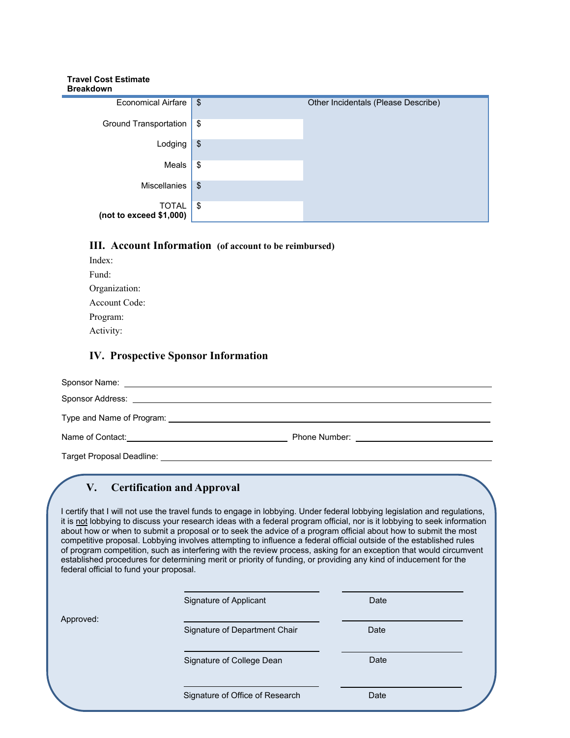**Travel Cost Estimate Breakdown**

| | | |
|---|---|---|
| Economical Airfare | $ | Other Incidentals (Please Describe) |
| Ground Transportation | $ | |
| Lodging | $ | |
| Meals | $ | |
| Miscellanies | $ | |
| TOTAL **(not to exceed $1,000)** | $ | |

## III. Account Information **(of account to be reimbursed)**

Index:

Fund:

Organization:

Account Code:

Program:

Activity:

## IV. Prospective Sponsor Information

Sponsor Name: ______________________________

Sponsor Address: ______________________________

Type and Name of Program: ______________________________

Name of Contact: ______________________________ Phone Number: ______________________________

Target Proposal Deadline: ______________________________

## V. Certification and Approval

I certify that I will not use the travel funds to engage in lobbying. Under federal lobbying legislation and regulations, it is not lobbying to discuss your research ideas with a federal program official, nor is it lobbying to seek information about how or when to submit a proposal or to seek the advice of a program official about how to submit the most competitive proposal. Lobbying involves attempting to influence a federal official outside of the established rules of program competition, such as interfering with the review process, asking for an exception that would circumvent established procedures for determining merit or priority of funding, or providing any kind of inducement for the federal official to fund your proposal.

______________________________ ______________________________

Signature of Applicant Date

Approved:

______________________________ ______________________________

Signature of Department Chair Date

______________________________ ______________________________

Signature of College Dean Date

______________________________ ______________________________

Signature of Office of Research Date